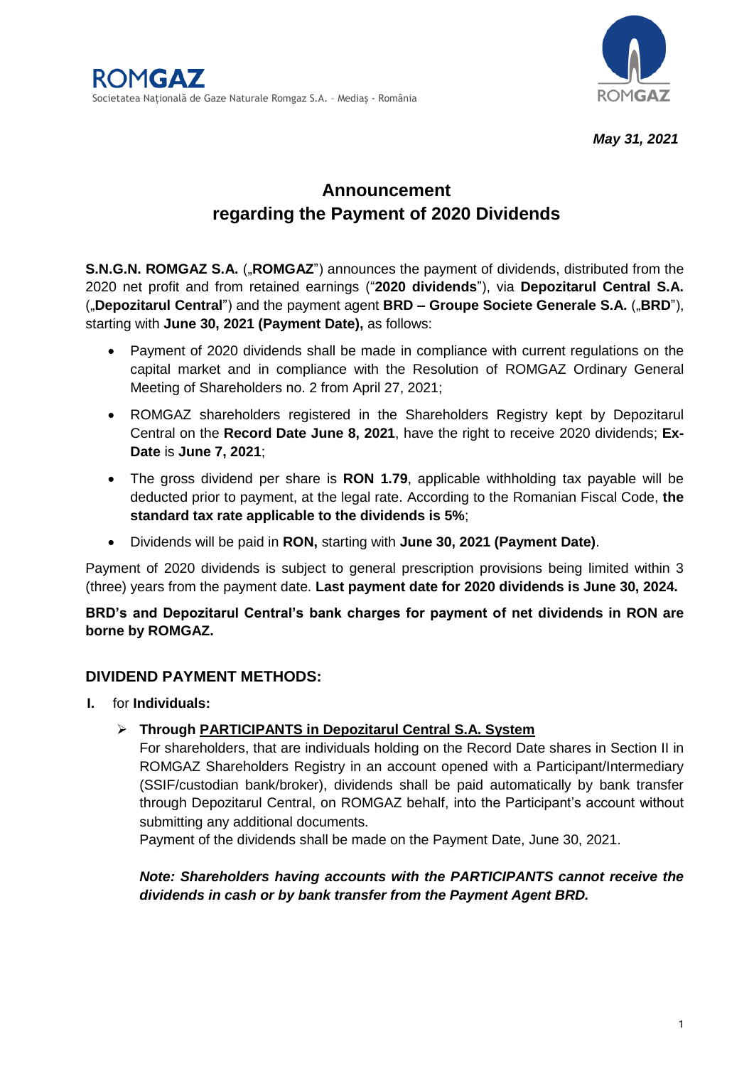**ROMGAZ**
Societatea Națională de Gaze Naturale Romgaz S.A. – Mediaș - România

*May 31, 2021*

# Announcement
# regarding the Payment of 2020 Dividends

**S.N.G.N. ROMGAZ S.A.** („**ROMGAZ**") announces the payment of dividends, distributed from the 2020 net profit and from retained earnings ("**2020 dividends**"), via **Depozitarul Central S.A.** („**Depozitarul Central**") and the payment agent **BRD – Groupe Societe Generale S.A.** („**BRD**"), starting with **June 30, 2021 (Payment Date),** as follows:

- Payment of 2020 dividends shall be made in compliance with current regulations on the capital market and in compliance with the Resolution of ROMGAZ Ordinary General Meeting of Shareholders no. 2 from April 27, 2021;
- ROMGAZ shareholders registered in the Shareholders Registry kept by Depozitarul Central on the **Record Date June 8, 2021**, have the right to receive 2020 dividends; **Ex-Date** is **June 7, 2021**;
- The gross dividend per share is **RON 1.79**, applicable withholding tax payable will be deducted prior to payment, at the legal rate. According to the Romanian Fiscal Code, **the standard tax rate applicable to the dividends is 5%**;
- Dividends will be paid in **RON,** starting with **June 30, 2021 (Payment Date)**.

Payment of 2020 dividends is subject to general prescription provisions being limited within 3 (three) years from the payment date. **Last payment date for 2020 dividends is June 30, 2024.**

**BRD's and Depozitarul Central's bank charges for payment of net dividends in RON are borne by ROMGAZ.**

## DIVIDEND PAYMENT METHODS:

**I.** for **Individuals:**

- **Through PARTICIPANTS in Depozitarul Central S.A. System**

  For shareholders, that are individuals holding on the Record Date shares in Section II in ROMGAZ Shareholders Registry in an account opened with a Participant/Intermediary (SSIF/custodian bank/broker), dividends shall be paid automatically by bank transfer through Depozitarul Central, on ROMGAZ behalf, into the Participant's account without submitting any additional documents.

  Payment of the dividends shall be made on the Payment Date, June 30, 2021.

  ***Note: Shareholders having accounts with the PARTICIPANTS cannot receive the dividends in cash or by bank transfer from the Payment Agent BRD.***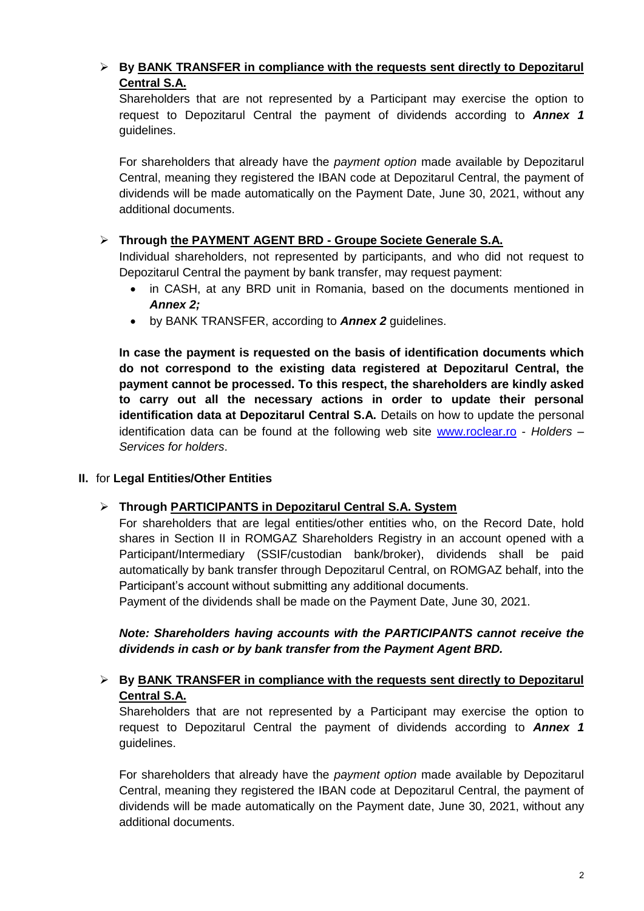- **By BANK TRANSFER in compliance with the requests sent directly to Depozitarul Central S.A.**

  Shareholders that are not represented by a Participant may exercise the option to request to Depozitarul Central the payment of dividends according to ***Annex 1*** guidelines.

  For shareholders that already have the *payment option* made available by Depozitarul Central, meaning they registered the IBAN code at Depozitarul Central, the payment of dividends will be made automatically on the Payment Date, June 30, 2021, without any additional documents.

- **Through the PAYMENT AGENT BRD - Groupe Societe Generale S.A.**

  Individual shareholders, not represented by participants, and who did not request to Depozitarul Central the payment by bank transfer, may request payment:

  - in CASH, at any BRD unit in Romania, based on the documents mentioned in ***Annex 2;***
  - by BANK TRANSFER, according to ***Annex 2*** guidelines.

  **In case the payment is requested on the basis of identification documents which do not correspond to the existing data registered at Depozitarul Central, the payment cannot be processed. To this respect, the shareholders are kindly asked to carry out all the necessary actions in order to update their personal identification data at Depozitarul Central S.A.** Details on how to update the personal identification data can be found at the following web site www.roclear.ro - *Holders – Services for holders*.

**II.** for **Legal Entities/Other Entities**

- **Through PARTICIPANTS in Depozitarul Central S.A. System**

  For shareholders that are legal entities/other entities who, on the Record Date, hold shares in Section II in ROMGAZ Shareholders Registry in an account opened with a Participant/Intermediary (SSIF/custodian bank/broker), dividends shall be paid automatically by bank transfer through Depozitarul Central, on ROMGAZ behalf, into the Participant's account without submitting any additional documents.

  Payment of the dividends shall be made on the Payment Date, June 30, 2021.

  ***Note: Shareholders having accounts with the PARTICIPANTS cannot receive the dividends in cash or by bank transfer from the Payment Agent BRD.***

- **By BANK TRANSFER in compliance with the requests sent directly to Depozitarul Central S.A.**

  Shareholders that are not represented by a Participant may exercise the option to request to Depozitarul Central the payment of dividends according to ***Annex 1*** guidelines.

  For shareholders that already have the *payment option* made available by Depozitarul Central, meaning they registered the IBAN code at Depozitarul Central, the payment of dividends will be made automatically on the Payment date, June 30, 2021, without any additional documents.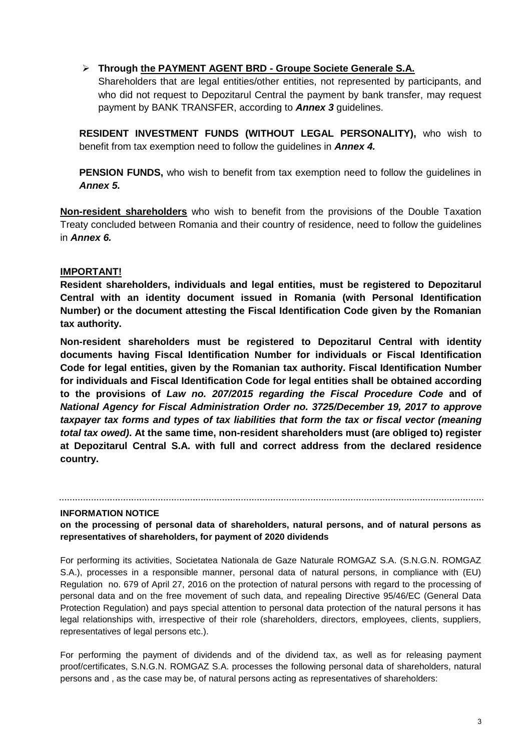- **Through the PAYMENT AGENT BRD - Groupe Societe Generale S.A.**
  Shareholders that are legal entities/other entities, not represented by participants, and who did not request to Depozitarul Central the payment by bank transfer, may request payment by BANK TRANSFER, according to ***Annex 3*** guidelines.

**RESIDENT INVESTMENT FUNDS (WITHOUT LEGAL PERSONALITY),** who wish to benefit from tax exemption need to follow the guidelines in ***Annex 4.***

**PENSION FUNDS,** who wish to benefit from tax exemption need to follow the guidelines in ***Annex 5.***

**Non-resident shareholders** who wish to benefit from the provisions of the Double Taxation Treaty concluded between Romania and their country of residence, need to follow the guidelines in ***Annex 6.***

**IMPORTANT!**

**Resident shareholders, individuals and legal entities, must be registered to Depozitarul Central with an identity document issued in Romania (with Personal Identification Number) or the document attesting the Fiscal Identification Code given by the Romanian tax authority.**

**Non-resident shareholders must be registered to Depozitarul Central with identity documents having Fiscal Identification Number for individuals or Fiscal Identification Code for legal entities, given by the Romanian tax authority. Fiscal Identification Number for individuals and Fiscal Identification Code for legal entities shall be obtained according to the provisions of *Law no. 207/2015 regarding the Fiscal Procedure Code* and of *National Agency for Fiscal Administration Order no. 3725/December 19, 2017 to approve taxpayer tax forms and types of tax liabilities that form the tax or fiscal vector (meaning total tax owed)*. At the same time, non-resident shareholders must (are obliged to) register at Depozitarul Central S.A. with full and correct address from the declared residence country.**

---

**INFORMATION NOTICE**

**on the processing of personal data of shareholders, natural persons, and of natural persons as representatives of shareholders, for payment of 2020 dividends**

For performing its activities, Societatea Nationala de Gaze Naturale ROMGAZ S.A. (S.N.G.N. ROMGAZ S.A.), processes in a responsible manner, personal data of natural persons, in compliance with (EU) Regulation no. 679 of April 27, 2016 on the protection of natural persons with regard to the processing of personal data and on the free movement of such data, and repealing Directive 95/46/EC (General Data Protection Regulation) and pays special attention to personal data protection of the natural persons it has legal relationships with, irrespective of their role (shareholders, directors, employees, clients, suppliers, representatives of legal persons etc.).

For performing the payment of dividends and of the dividend tax, as well as for releasing payment proof/certificates, S.N.G.N. ROMGAZ S.A. processes the following personal data of shareholders, natural persons and , as the case may be, of natural persons acting as representatives of shareholders: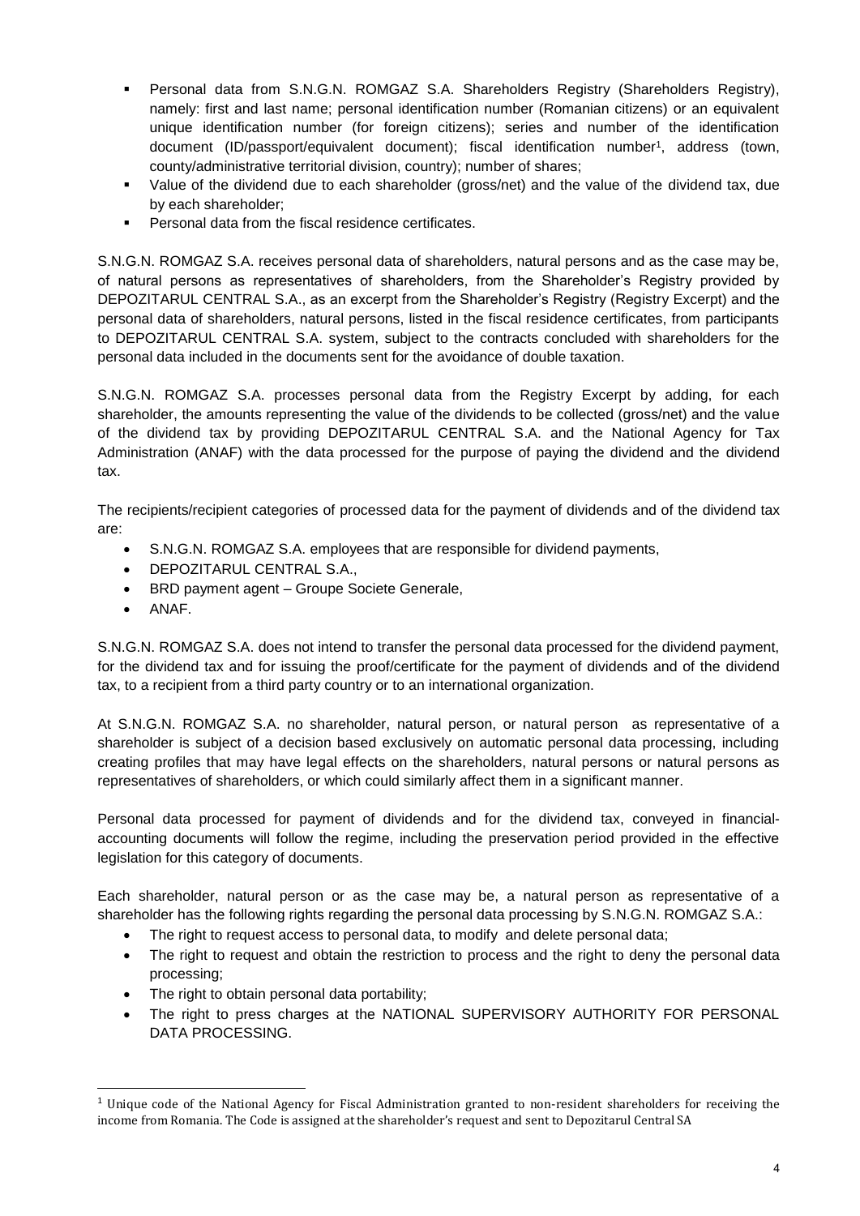- Personal data from S.N.G.N. ROMGAZ S.A. Shareholders Registry (Shareholders Registry), namely: first and last name; personal identification number (Romanian citizens) or an equivalent unique identification number (for foreign citizens); series and number of the identification document (ID/passport/equivalent document); fiscal identification number[1], address (town, county/administrative territorial division, country); number of shares;
- Value of the dividend due to each shareholder (gross/net) and the value of the dividend tax, due by each shareholder;
- Personal data from the fiscal residence certificates.

S.N.G.N. ROMGAZ S.A. receives personal data of shareholders, natural persons and as the case may be, of natural persons as representatives of shareholders, from the Shareholder's Registry provided by DEPOZITARUL CENTRAL S.A., as an excerpt from the Shareholder's Registry (Registry Excerpt) and the personal data of shareholders, natural persons, listed in the fiscal residence certificates, from participants to DEPOZITARUL CENTRAL S.A. system, subject to the contracts concluded with shareholders for the personal data included in the documents sent for the avoidance of double taxation.

S.N.G.N. ROMGAZ S.A. processes personal data from the Registry Excerpt by adding, for each shareholder, the amounts representing the value of the dividends to be collected (gross/net) and the value of the dividend tax by providing DEPOZITARUL CENTRAL S.A. and the National Agency for Tax Administration (ANAF) with the data processed for the purpose of paying the dividend and the dividend tax.

The recipients/recipient categories of processed data for the payment of dividends and of the dividend tax are:

- S.N.G.N. ROMGAZ S.A. employees that are responsible for dividend payments,
- DEPOZITARUL CENTRAL S.A.,
- BRD payment agent – Groupe Societe Generale,
- ANAF.

S.N.G.N. ROMGAZ S.A. does not intend to transfer the personal data processed for the dividend payment, for the dividend tax and for issuing the proof/certificate for the payment of dividends and of the dividend tax, to a recipient from a third party country or to an international organization.

At S.N.G.N. ROMGAZ S.A. no shareholder, natural person, or natural person as representative of a shareholder is subject of a decision based exclusively on automatic personal data processing, including creating profiles that may have legal effects on the shareholders, natural persons or natural persons as representatives of shareholders, or which could similarly affect them in a significant manner.

Personal data processed for payment of dividends and for the dividend tax, conveyed in financial-accounting documents will follow the regime, including the preservation period provided in the effective legislation for this category of documents.

Each shareholder, natural person or as the case may be, a natural person as representative of a shareholder has the following rights regarding the personal data processing by S.N.G.N. ROMGAZ S.A.:

- The right to request access to personal data, to modify and delete personal data;
- The right to request and obtain the restriction to process and the right to deny the personal data processing;
- The right to obtain personal data portability;
- The right to press charges at the NATIONAL SUPERVISORY AUTHORITY FOR PERSONAL DATA PROCESSING.

[1] Unique code of the National Agency for Fiscal Administration granted to non-resident shareholders for receiving the income from Romania. The Code is assigned at the shareholder's request and sent to Depozitarul Central SA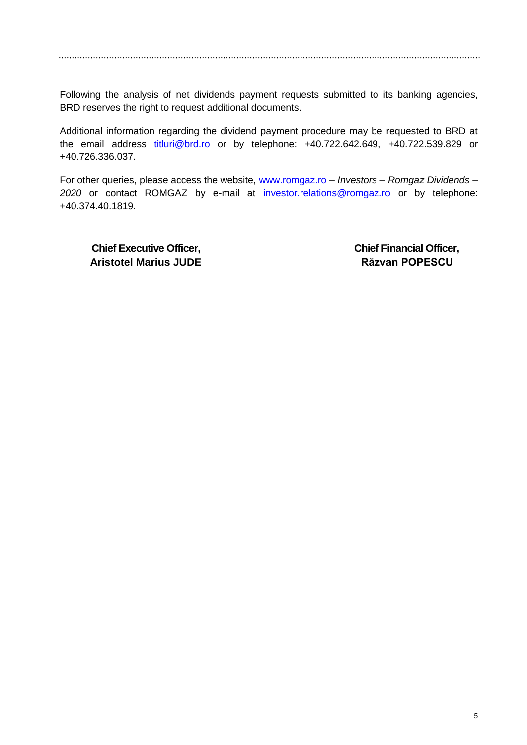Following the analysis of net dividends payment requests submitted to its banking agencies, BRD reserves the right to request additional documents.

Additional information regarding the dividend payment procedure may be requested to BRD at the email address titluri@brd.ro or by telephone: +40.722.642.649, +40.722.539.829 or +40.726.336.037.

For other queries, please access the website, www.romgaz.ro – *Investors – Romgaz Dividends – 2020* or contact ROMGAZ by e-mail at investor.relations@romgaz.ro or by telephone: +40.374.40.1819.

| **Chief Executive Officer,** | **Chief Financial Officer,** |
| --- | --- |
| **Aristotel Marius JUDE** | **Răzvan POPESCU** |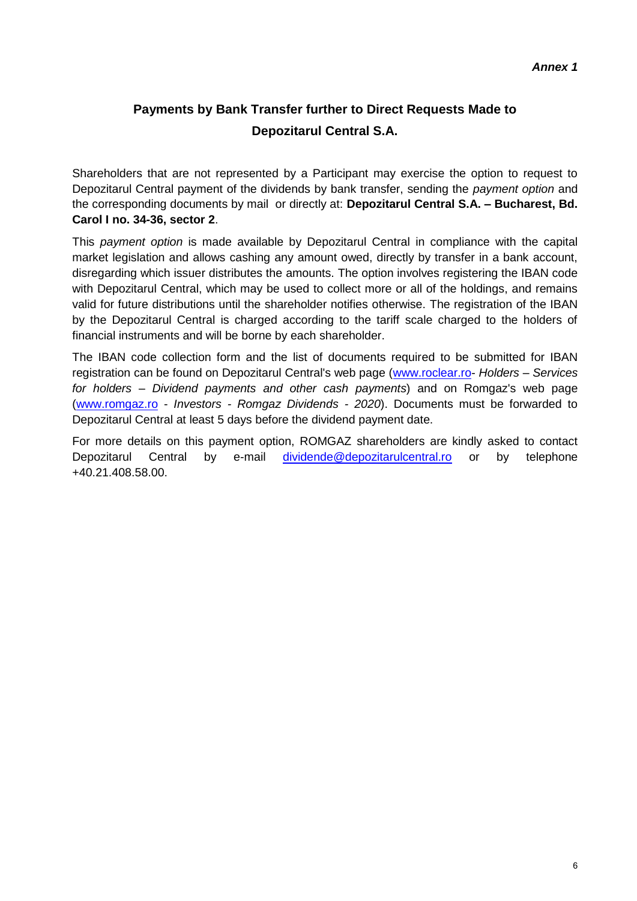*Annex 1*

## Payments by Bank Transfer further to Direct Requests Made to Depozitarul Central S.A.

Shareholders that are not represented by a Participant may exercise the option to request to Depozitarul Central payment of the dividends by bank transfer, sending the *payment option* and the corresponding documents by mail or directly at: **Depozitarul Central S.A. – Bucharest, Bd. Carol I no. 34-36, sector 2**.

This *payment option* is made available by Depozitarul Central in compliance with the capital market legislation and allows cashing any amount owed, directly by transfer in a bank account, disregarding which issuer distributes the amounts. The option involves registering the IBAN code with Depozitarul Central, which may be used to collect more or all of the holdings, and remains valid for future distributions until the shareholder notifies otherwise. The registration of the IBAN by the Depozitarul Central is charged according to the tariff scale charged to the holders of financial instruments and will be borne by each shareholder.

The IBAN code collection form and the list of documents required to be submitted for IBAN registration can be found on Depozitarul Central's web page (www.roclear.ro- *Holders – Services for holders – Dividend payments and other cash payments*) and on Romgaz's web page (www.romgaz.ro - *Investors - Romgaz Dividends - 2020*). Documents must be forwarded to Depozitarul Central at least 5 days before the dividend payment date.

For more details on this payment option, ROMGAZ shareholders are kindly asked to contact Depozitarul Central by e-mail dividende@depozitarulcentral.ro or by telephone +40.21.408.58.00.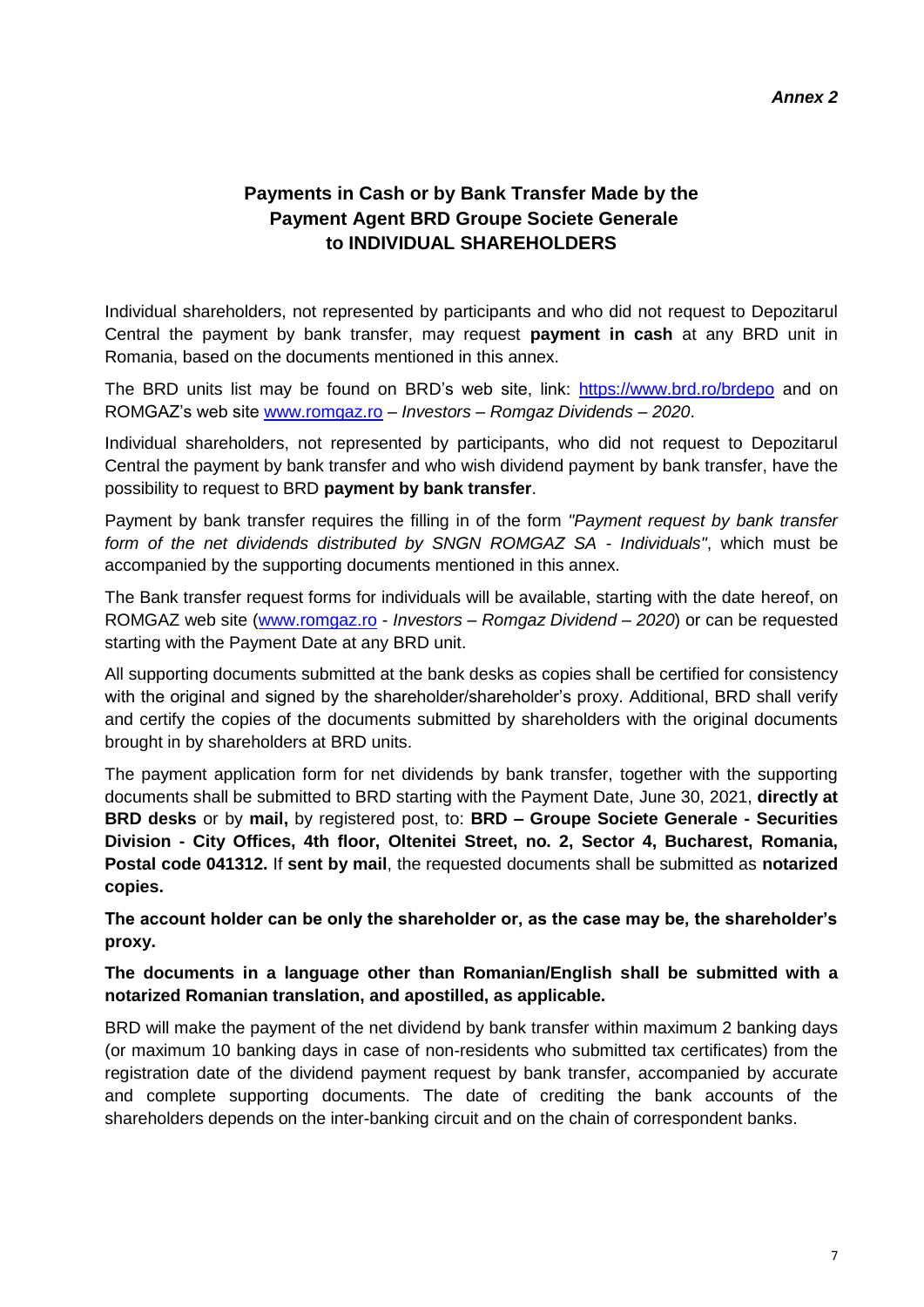*Annex 2*

## Payments in Cash or by Bank Transfer Made by the Payment Agent BRD Groupe Societe Generale to INDIVIDUAL SHAREHOLDERS

Individual shareholders, not represented by participants and who did not request to Depozitarul Central the payment by bank transfer, may request **payment in cash** at any BRD unit in Romania, based on the documents mentioned in this annex.

The BRD units list may be found on BRD's web site, link: https://www.brd.ro/brdepo and on ROMGAZ's web site www.romgaz.ro – *Investors – Romgaz Dividends – 2020*.

Individual shareholders, not represented by participants, who did not request to Depozitarul Central the payment by bank transfer and who wish dividend payment by bank transfer, have the possibility to request to BRD **payment by bank transfer**.

Payment by bank transfer requires the filling in of the form *"Payment request by bank transfer form of the net dividends distributed by SNGN ROMGAZ SA - Individuals"*, which must be accompanied by the supporting documents mentioned in this annex.

The Bank transfer request forms for individuals will be available, starting with the date hereof, on ROMGAZ web site (www.romgaz.ro - *Investors – Romgaz Dividend – 2020*) or can be requested starting with the Payment Date at any BRD unit.

All supporting documents submitted at the bank desks as copies shall be certified for consistency with the original and signed by the shareholder/shareholder's proxy. Additional, BRD shall verify and certify the copies of the documents submitted by shareholders with the original documents brought in by shareholders at BRD units.

The payment application form for net dividends by bank transfer, together with the supporting documents shall be submitted to BRD starting with the Payment Date, June 30, 2021, **directly at BRD desks** or by **mail,** by registered post, to: **BRD – Groupe Societe Generale - Securities Division - City Offices, 4th floor, Oltenitei Street, no. 2, Sector 4, Bucharest, Romania, Postal code 041312.** If **sent by mail**, the requested documents shall be submitted as **notarized copies.**

**The account holder can be only the shareholder or, as the case may be, the shareholder's proxy.**

**The documents in a language other than Romanian/English shall be submitted with a notarized Romanian translation, and apostilled, as applicable.**

BRD will make the payment of the net dividend by bank transfer within maximum 2 banking days (or maximum 10 banking days in case of non-residents who submitted tax certificates) from the registration date of the dividend payment request by bank transfer, accompanied by accurate and complete supporting documents. The date of crediting the bank accounts of the shareholders depends on the inter-banking circuit and on the chain of correspondent banks.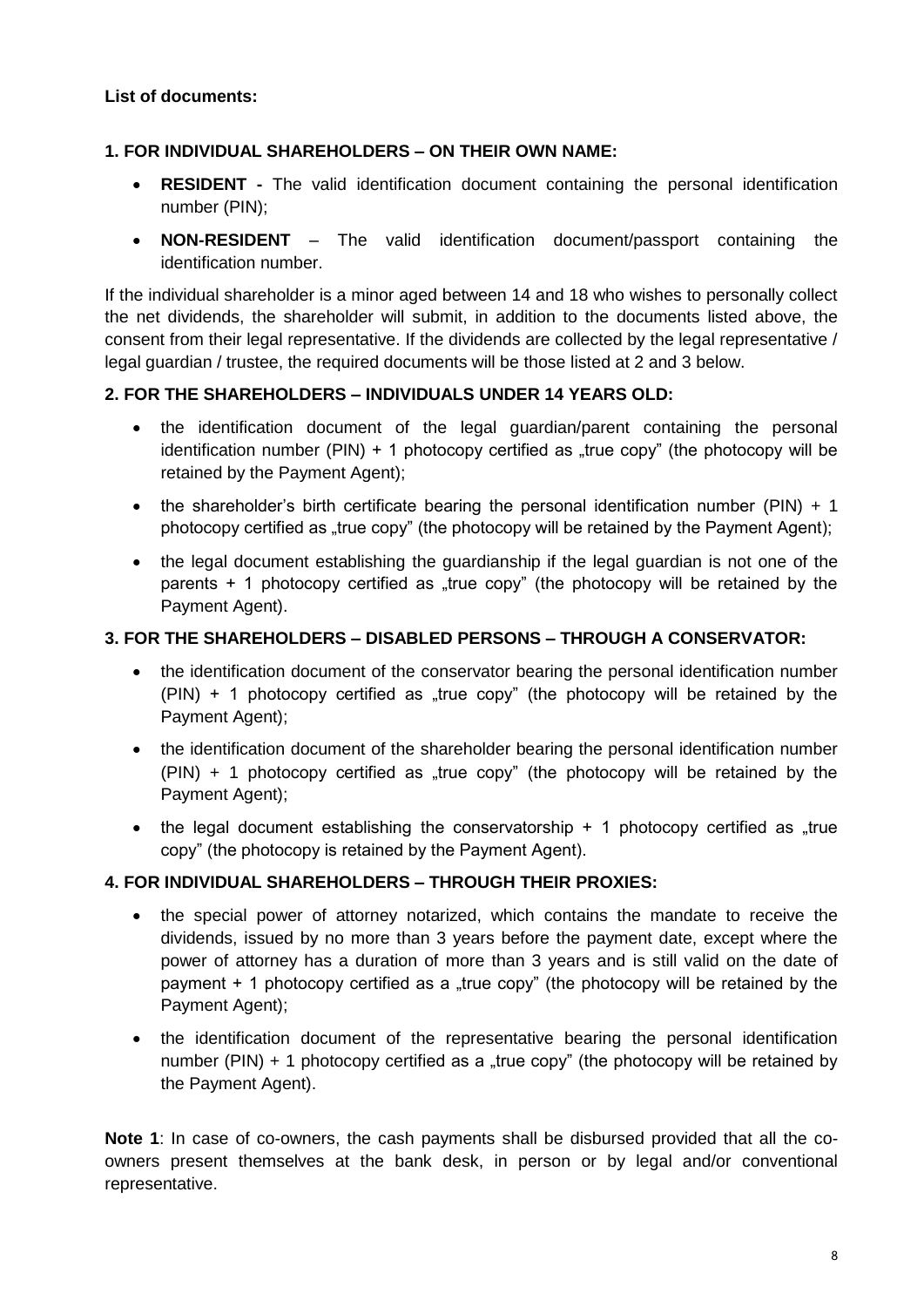**List of documents:**

**1. FOR INDIVIDUAL SHAREHOLDERS – ON THEIR OWN NAME:**

- **RESIDENT -** The valid identification document containing the personal identification number (PIN);
- **NON-RESIDENT** – The valid identification document/passport containing the identification number.

If the individual shareholder is a minor aged between 14 and 18 who wishes to personally collect the net dividends, the shareholder will submit, in addition to the documents listed above, the consent from their legal representative. If the dividends are collected by the legal representative / legal guardian / trustee, the required documents will be those listed at 2 and 3 below.

**2. FOR THE SHAREHOLDERS – INDIVIDUALS UNDER 14 YEARS OLD:**

- the identification document of the legal guardian/parent containing the personal identification number (PIN) + 1 photocopy certified as „true copy" (the photocopy will be retained by the Payment Agent);
- the shareholder's birth certificate bearing the personal identification number (PIN) + 1 photocopy certified as „true copy" (the photocopy will be retained by the Payment Agent);
- the legal document establishing the guardianship if the legal guardian is not one of the parents + 1 photocopy certified as „true copy" (the photocopy will be retained by the Payment Agent).

**3. FOR THE SHAREHOLDERS – DISABLED PERSONS – THROUGH A CONSERVATOR:**

- the identification document of the conservator bearing the personal identification number (PIN) + 1 photocopy certified as „true copy" (the photocopy will be retained by the Payment Agent);
- the identification document of the shareholder bearing the personal identification number (PIN) + 1 photocopy certified as „true copy" (the photocopy will be retained by the Payment Agent);
- the legal document establishing the conservatorship + 1 photocopy certified as „true copy" (the photocopy is retained by the Payment Agent).

**4. FOR INDIVIDUAL SHAREHOLDERS – THROUGH THEIR PROXIES:**

- the special power of attorney notarized, which contains the mandate to receive the dividends, issued by no more than 3 years before the payment date, except where the power of attorney has a duration of more than 3 years and is still valid on the date of payment + 1 photocopy certified as a „true copy" (the photocopy will be retained by the Payment Agent);
- the identification document of the representative bearing the personal identification number (PIN) + 1 photocopy certified as a „true copy" (the photocopy will be retained by the Payment Agent).

**Note 1**: In case of co-owners, the cash payments shall be disbursed provided that all the co-owners present themselves at the bank desk, in person or by legal and/or conventional representative.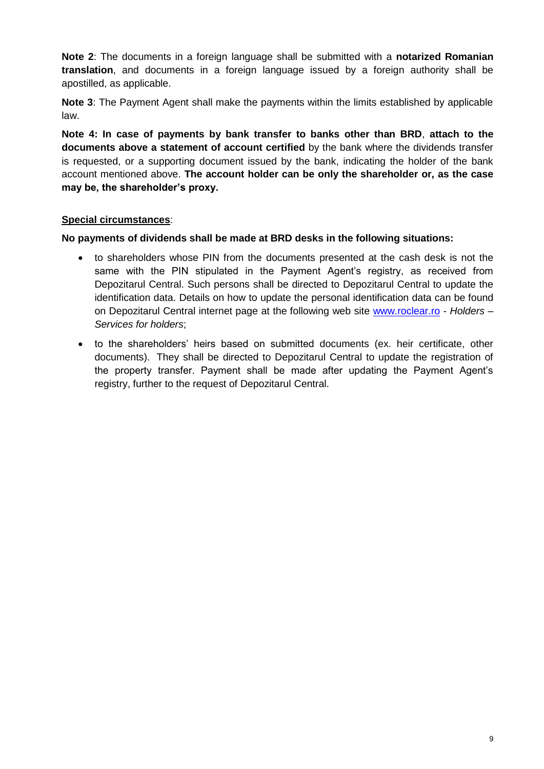**Note 2**: The documents in a foreign language shall be submitted with a **notarized Romanian translation**, and documents in a foreign language issued by a foreign authority shall be apostilled, as applicable.

**Note 3**: The Payment Agent shall make the payments within the limits established by applicable law.

**Note 4: In case of payments by bank transfer to banks other than BRD**, **attach to the documents above a statement of account certified** by the bank where the dividends transfer is requested, or a supporting document issued by the bank, indicating the holder of the bank account mentioned above. **The account holder can be only the shareholder or, as the case may be, the shareholder's proxy.**

**Special circumstances**:

**No payments of dividends shall be made at BRD desks in the following situations:**

- to shareholders whose PIN from the documents presented at the cash desk is not the same with the PIN stipulated in the Payment Agent's registry, as received from Depozitarul Central. Such persons shall be directed to Depozitarul Central to update the identification data. Details on how to update the personal identification data can be found on Depozitarul Central internet page at the following web site www.roclear.ro - *Holders – Services for holders*;
- to the shareholders' heirs based on submitted documents (ex. heir certificate, other documents). They shall be directed to Depozitarul Central to update the registration of the property transfer. Payment shall be made after updating the Payment Agent's registry, further to the request of Depozitarul Central.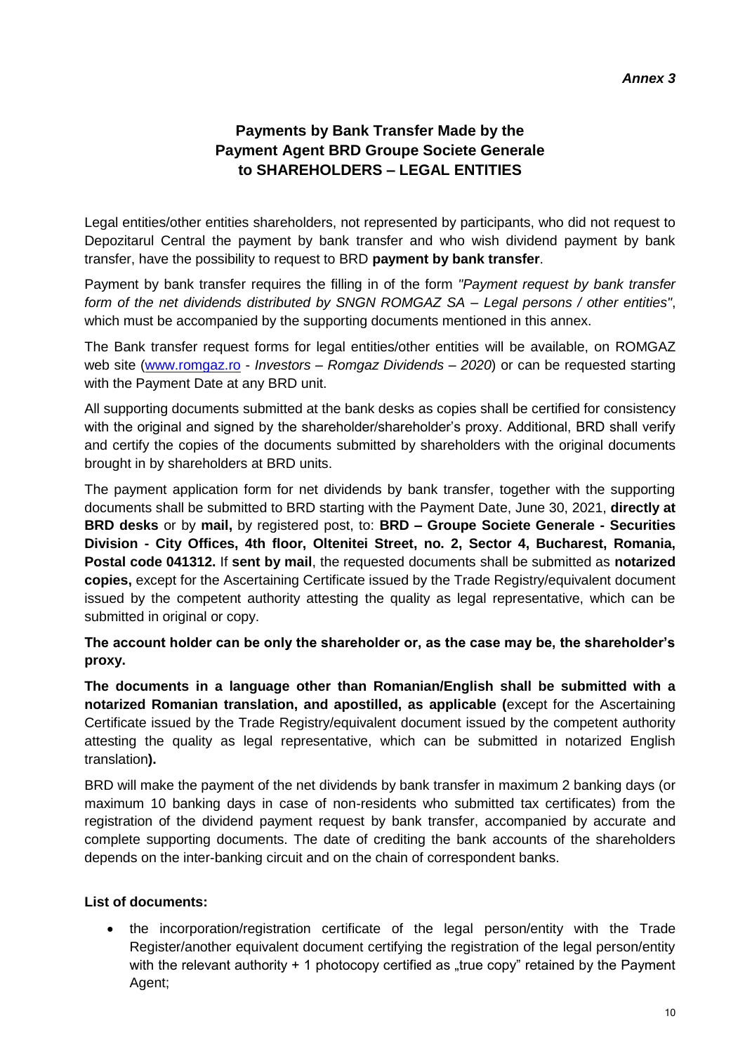*Annex 3*

## Payments by Bank Transfer Made by the Payment Agent BRD Groupe Societe Generale to SHAREHOLDERS – LEGAL ENTITIES

Legal entities/other entities shareholders, not represented by participants, who did not request to Depozitarul Central the payment by bank transfer and who wish dividend payment by bank transfer, have the possibility to request to BRD **payment by bank transfer**.

Payment by bank transfer requires the filling in of the form *"Payment request by bank transfer form of the net dividends distributed by SNGN ROMGAZ SA – Legal persons / other entities"*, which must be accompanied by the supporting documents mentioned in this annex.

The Bank transfer request forms for legal entities/other entities will be available, on ROMGAZ web site (www.romgaz.ro - *Investors – Romgaz Dividends – 2020*) or can be requested starting with the Payment Date at any BRD unit.

All supporting documents submitted at the bank desks as copies shall be certified for consistency with the original and signed by the shareholder/shareholder's proxy. Additional, BRD shall verify and certify the copies of the documents submitted by shareholders with the original documents brought in by shareholders at BRD units.

The payment application form for net dividends by bank transfer, together with the supporting documents shall be submitted to BRD starting with the Payment Date, June 30, 2021, **directly at BRD desks** or by **mail,** by registered post, to: **BRD – Groupe Societe Generale - Securities Division - City Offices, 4th floor, Oltenitei Street, no. 2, Sector 4, Bucharest, Romania, Postal code 041312.** If **sent by mail**, the requested documents shall be submitted as **notarized copies,** except for the Ascertaining Certificate issued by the Trade Registry/equivalent document issued by the competent authority attesting the quality as legal representative, which can be submitted in original or copy.

**The account holder can be only the shareholder or, as the case may be, the shareholder's proxy.**

**The documents in a language other than Romanian/English shall be submitted with a notarized Romanian translation, and apostilled, as applicable (**except for the Ascertaining Certificate issued by the Trade Registry/equivalent document issued by the competent authority attesting the quality as legal representative, which can be submitted in notarized English translation**).**

BRD will make the payment of the net dividends by bank transfer in maximum 2 banking days (or maximum 10 banking days in case of non-residents who submitted tax certificates) from the registration of the dividend payment request by bank transfer, accompanied by accurate and complete supporting documents. The date of crediting the bank accounts of the shareholders depends on the inter-banking circuit and on the chain of correspondent banks.

**List of documents:**

- the incorporation/registration certificate of the legal person/entity with the Trade Register/another equivalent document certifying the registration of the legal person/entity with the relevant authority + 1 photocopy certified as „true copy" retained by the Payment Agent;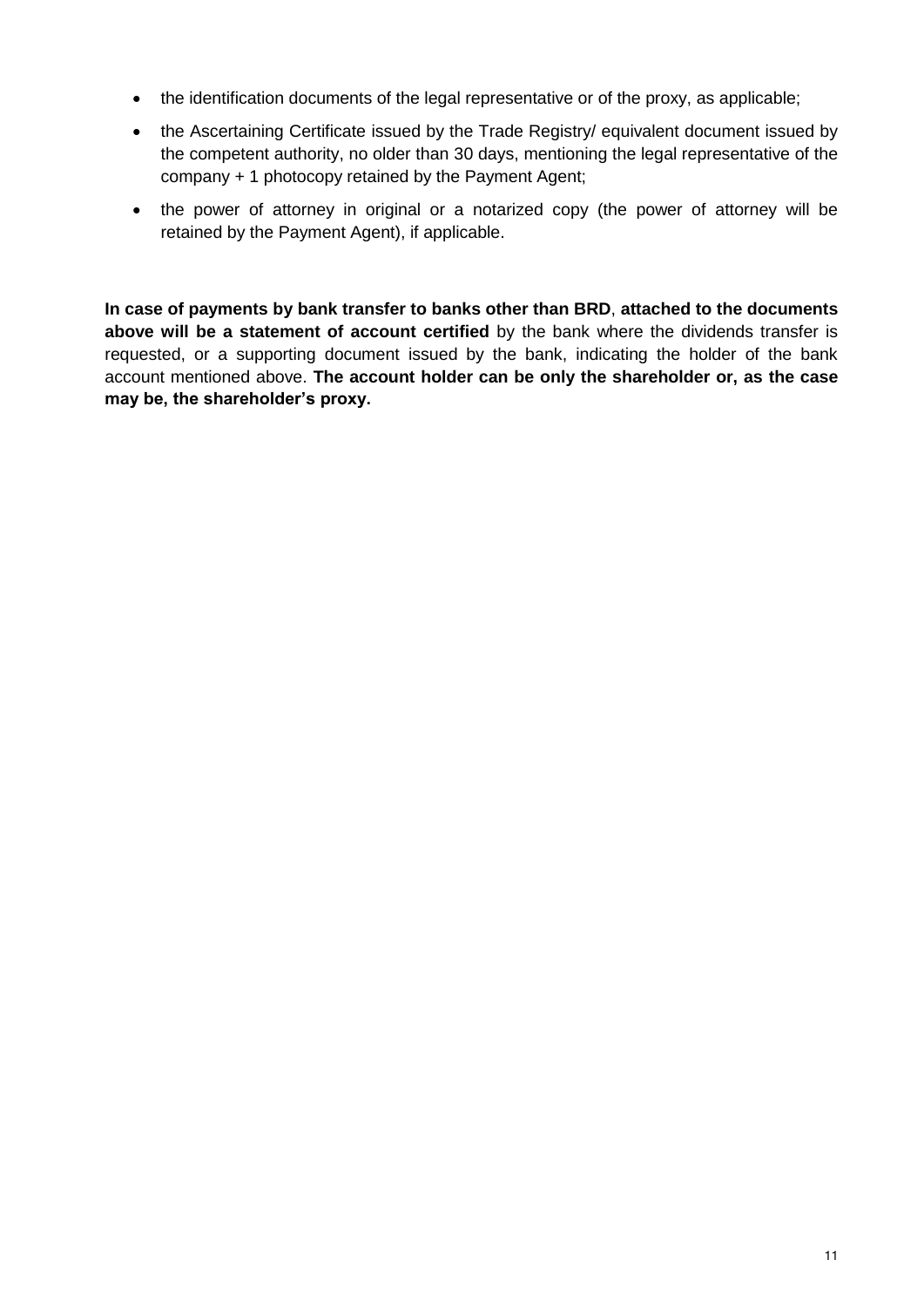- the identification documents of the legal representative or of the proxy, as applicable;
- the Ascertaining Certificate issued by the Trade Registry/ equivalent document issued by the competent authority, no older than 30 days, mentioning the legal representative of the company + 1 photocopy retained by the Payment Agent;
- the power of attorney in original or a notarized copy (the power of attorney will be retained by the Payment Agent), if applicable.

**In case of payments by bank transfer to banks other than BRD**, **attached to the documents above will be a statement of account certified** by the bank where the dividends transfer is requested, or a supporting document issued by the bank, indicating the holder of the bank account mentioned above. **The account holder can be only the shareholder or, as the case may be, the shareholder's proxy.**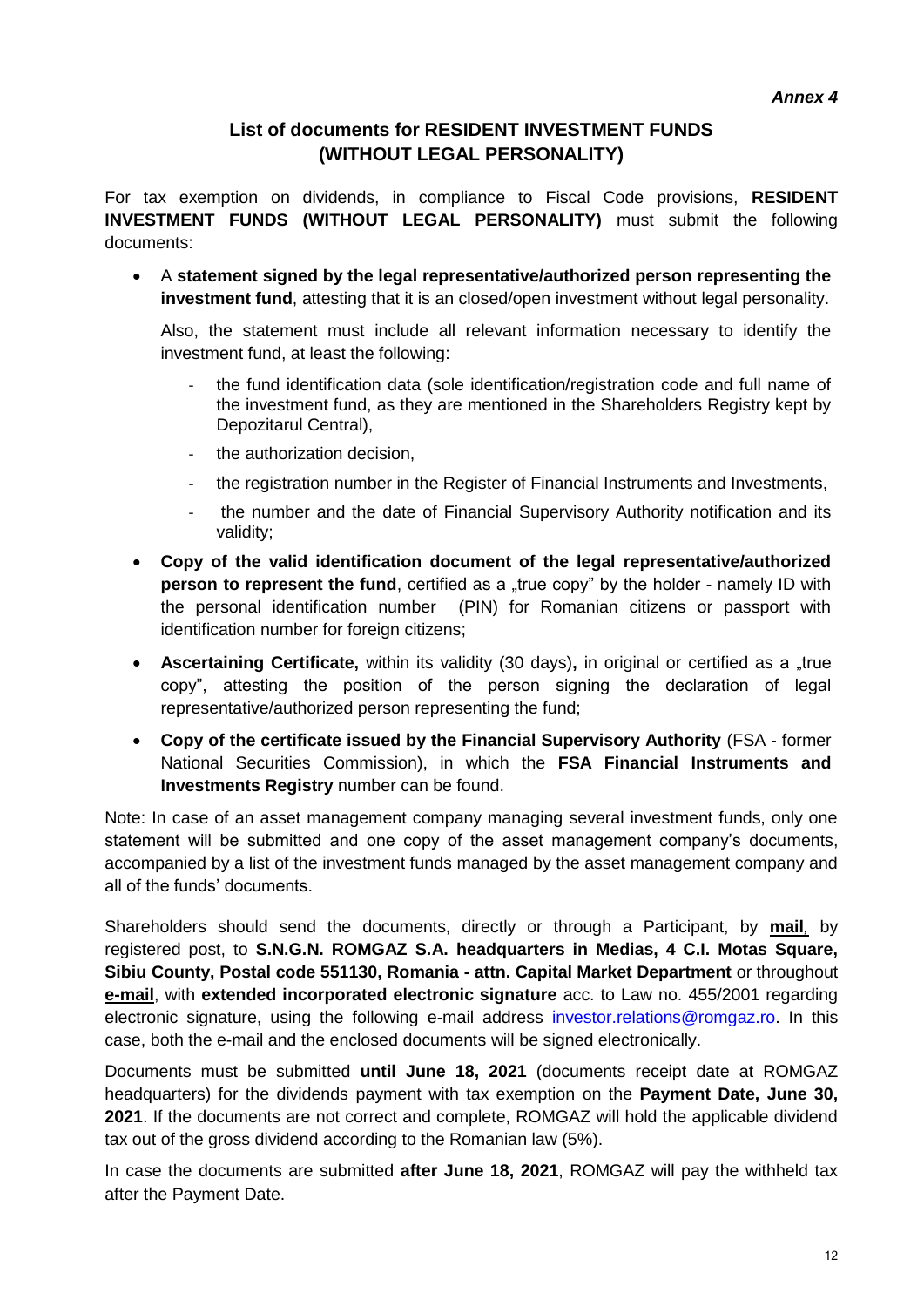*Annex 4*

## List of documents for RESIDENT INVESTMENT FUNDS (WITHOUT LEGAL PERSONALITY)

For tax exemption on dividends, in compliance to Fiscal Code provisions, **RESIDENT INVESTMENT FUNDS (WITHOUT LEGAL PERSONALITY)** must submit the following documents:

- A **statement signed by the legal representative/authorized person representing the investment fund**, attesting that it is an closed/open investment without legal personality.

  Also, the statement must include all relevant information necessary to identify the investment fund, at least the following:

  - the fund identification data (sole identification/registration code and full name of the investment fund, as they are mentioned in the Shareholders Registry kept by Depozitarul Central),
  - the authorization decision,
  - the registration number in the Register of Financial Instruments and Investments,
  - the number and the date of Financial Supervisory Authority notification and its validity;

- **Copy of the valid identification document of the legal representative/authorized person to represent the fund**, certified as a „true copy" by the holder - namely ID with the personal identification number (PIN) for Romanian citizens or passport with identification number for foreign citizens;

- **Ascertaining Certificate,** within its validity (30 days)**,** in original or certified as a „true copy", attesting the position of the person signing the declaration of legal representative/authorized person representing the fund;

- **Copy of the certificate issued by the Financial Supervisory Authority** (FSA - former National Securities Commission), in which the **FSA Financial Instruments and Investments Registry** number can be found.

Note: In case of an asset management company managing several investment funds, only one statement will be submitted and one copy of the asset management company's documents, accompanied by a list of the investment funds managed by the asset management company and all of the funds' documents.

Shareholders should send the documents, directly or through a Participant, by **mail**, by registered post, to **S.N.G.N. ROMGAZ S.A. headquarters in Medias, 4 C.I. Motas Square, Sibiu County, Postal code 551130, Romania - attn. Capital Market Department** or throughout **e-mail**, with **extended incorporated electronic signature** acc. to Law no. 455/2001 regarding electronic signature, using the following e-mail address investor.relations@romgaz.ro. In this case, both the e-mail and the enclosed documents will be signed electronically.

Documents must be submitted **until June 18, 2021** (documents receipt date at ROMGAZ headquarters) for the dividends payment with tax exemption on the **Payment Date, June 30, 2021**. If the documents are not correct and complete, ROMGAZ will hold the applicable dividend tax out of the gross dividend according to the Romanian law (5%).

In case the documents are submitted **after June 18, 2021**, ROMGAZ will pay the withheld tax after the Payment Date.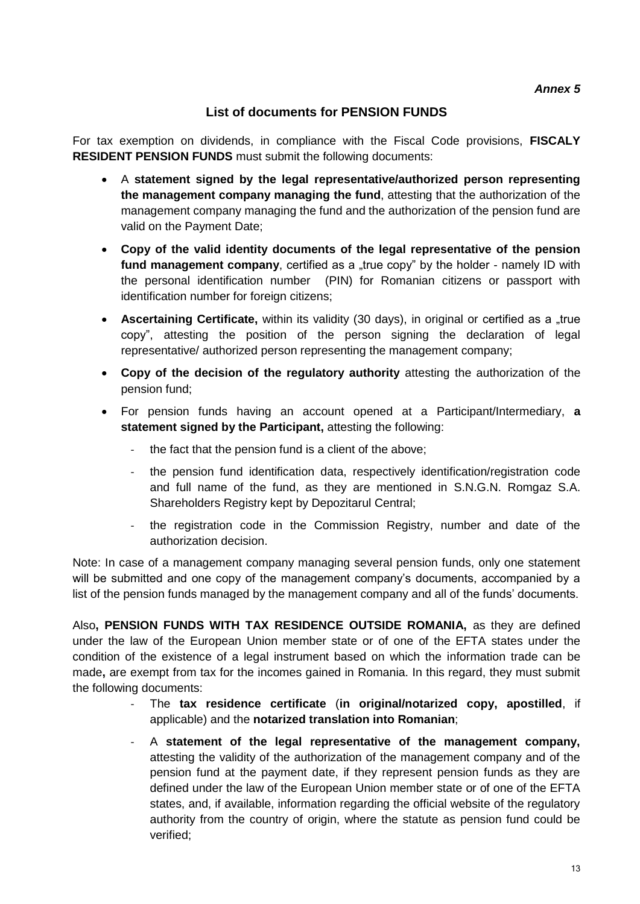*Annex 5*

## List of documents for PENSION FUNDS

For tax exemption on dividends, in compliance with the Fiscal Code provisions, **FISCALY RESIDENT PENSION FUNDS** must submit the following documents:

- A **statement signed by the legal representative/authorized person representing the management company managing the fund**, attesting that the authorization of the management company managing the fund and the authorization of the pension fund are valid on the Payment Date;
- **Copy of the valid identity documents of the legal representative of the pension fund management company**, certified as a „true copy" by the holder - namely ID with the personal identification number (PIN) for Romanian citizens or passport with identification number for foreign citizens;
- **Ascertaining Certificate,** within its validity (30 days), in original or certified as a „true copy", attesting the position of the person signing the declaration of legal representative/ authorized person representing the management company;
- **Copy of the decision of the regulatory authority** attesting the authorization of the pension fund;
- For pension funds having an account opened at a Participant/Intermediary, **a statement signed by the Participant,** attesting the following:
  - the fact that the pension fund is a client of the above;
  - the pension fund identification data, respectively identification/registration code and full name of the fund, as they are mentioned in S.N.G.N. Romgaz S.A. Shareholders Registry kept by Depozitarul Central;
  - the registration code in the Commission Registry, number and date of the authorization decision.

Note: In case of a management company managing several pension funds, only one statement will be submitted and one copy of the management company's documents, accompanied by a list of the pension funds managed by the management company and all of the funds' documents.

Also**, PENSION FUNDS WITH TAX RESIDENCE OUTSIDE ROMANIA,** as they are defined under the law of the European Union member state or of one of the EFTA states under the condition of the existence of a legal instrument based on which the information trade can be made**,** are exempt from tax for the incomes gained in Romania. In this regard, they must submit the following documents:

- The **tax residence certificate** (**in original/notarized copy, apostilled**, if applicable) and the **notarized translation into Romanian**;
- A **statement of the legal representative of the management company,** attesting the validity of the authorization of the management company and of the pension fund at the payment date, if they represent pension funds as they are defined under the law of the European Union member state or of one of the EFTA states, and, if available, information regarding the official website of the regulatory authority from the country of origin, where the statute as pension fund could be verified;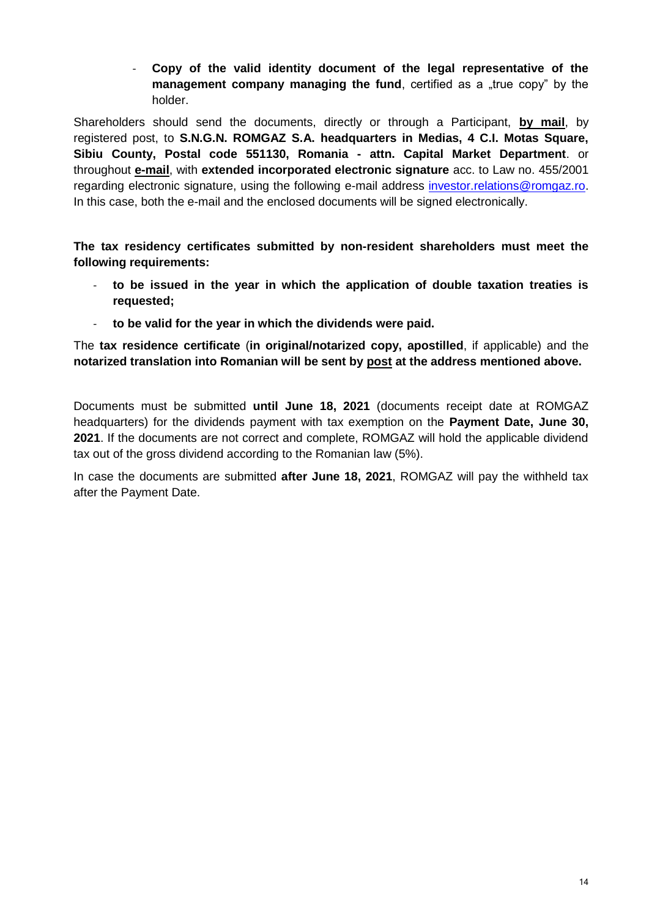- **Copy of the valid identity document of the legal representative of the management company managing the fund**, certified as a „true copy" by the holder.

Shareholders should send the documents, directly or through a Participant, **by mail**, by registered post, to **S.N.G.N. ROMGAZ S.A. headquarters in Medias, 4 C.I. Motas Square, Sibiu County, Postal code 551130, Romania - attn. Capital Market Department**. or throughout **e-mail**, with **extended incorporated electronic signature** acc. to Law no. 455/2001 regarding electronic signature, using the following e-mail address investor.relations@romgaz.ro. In this case, both the e-mail and the enclosed documents will be signed electronically.

**The tax residency certificates submitted by non-resident shareholders must meet the following requirements:**

- **to be issued in the year in which the application of double taxation treaties is requested;**
- **to be valid for the year in which the dividends were paid.**

The **tax residence certificate** (**in original/notarized copy, apostilled**, if applicable) and the **notarized translation into Romanian will be sent by post at the address mentioned above.**

Documents must be submitted **until June 18, 2021** (documents receipt date at ROMGAZ headquarters) for the dividends payment with tax exemption on the **Payment Date, June 30, 2021**. If the documents are not correct and complete, ROMGAZ will hold the applicable dividend tax out of the gross dividend according to the Romanian law (5%).

In case the documents are submitted **after June 18, 2021**, ROMGAZ will pay the withheld tax after the Payment Date.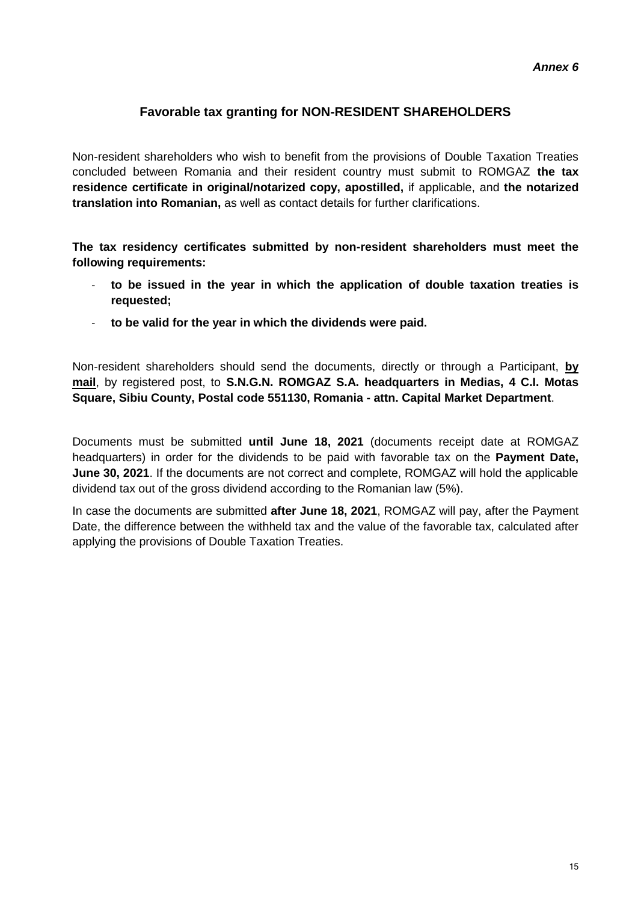***Annex 6***

## Favorable tax granting for NON-RESIDENT SHAREHOLDERS

Non-resident shareholders who wish to benefit from the provisions of Double Taxation Treaties concluded between Romania and their resident country must submit to ROMGAZ **the tax residence certificate in original/notarized copy, apostilled,** if applicable, and **the notarized translation into Romanian,** as well as contact details for further clarifications.

**The tax residency certificates submitted by non-resident shareholders must meet the following requirements:**

- **to be issued in the year in which the application of double taxation treaties is requested;**
- **to be valid for the year in which the dividends were paid.**

Non-resident shareholders should send the documents, directly or through a Participant, **by mail**, by registered post, to **S.N.G.N. ROMGAZ S.A. headquarters in Medias, 4 C.I. Motas Square, Sibiu County, Postal code 551130, Romania - attn. Capital Market Department**.

Documents must be submitted **until June 18, 2021** (documents receipt date at ROMGAZ headquarters) in order for the dividends to be paid with favorable tax on the **Payment Date, June 30, 2021**. If the documents are not correct and complete, ROMGAZ will hold the applicable dividend tax out of the gross dividend according to the Romanian law (5%).

In case the documents are submitted **after June 18, 2021**, ROMGAZ will pay, after the Payment Date, the difference between the withheld tax and the value of the favorable tax, calculated after applying the provisions of Double Taxation Treaties.